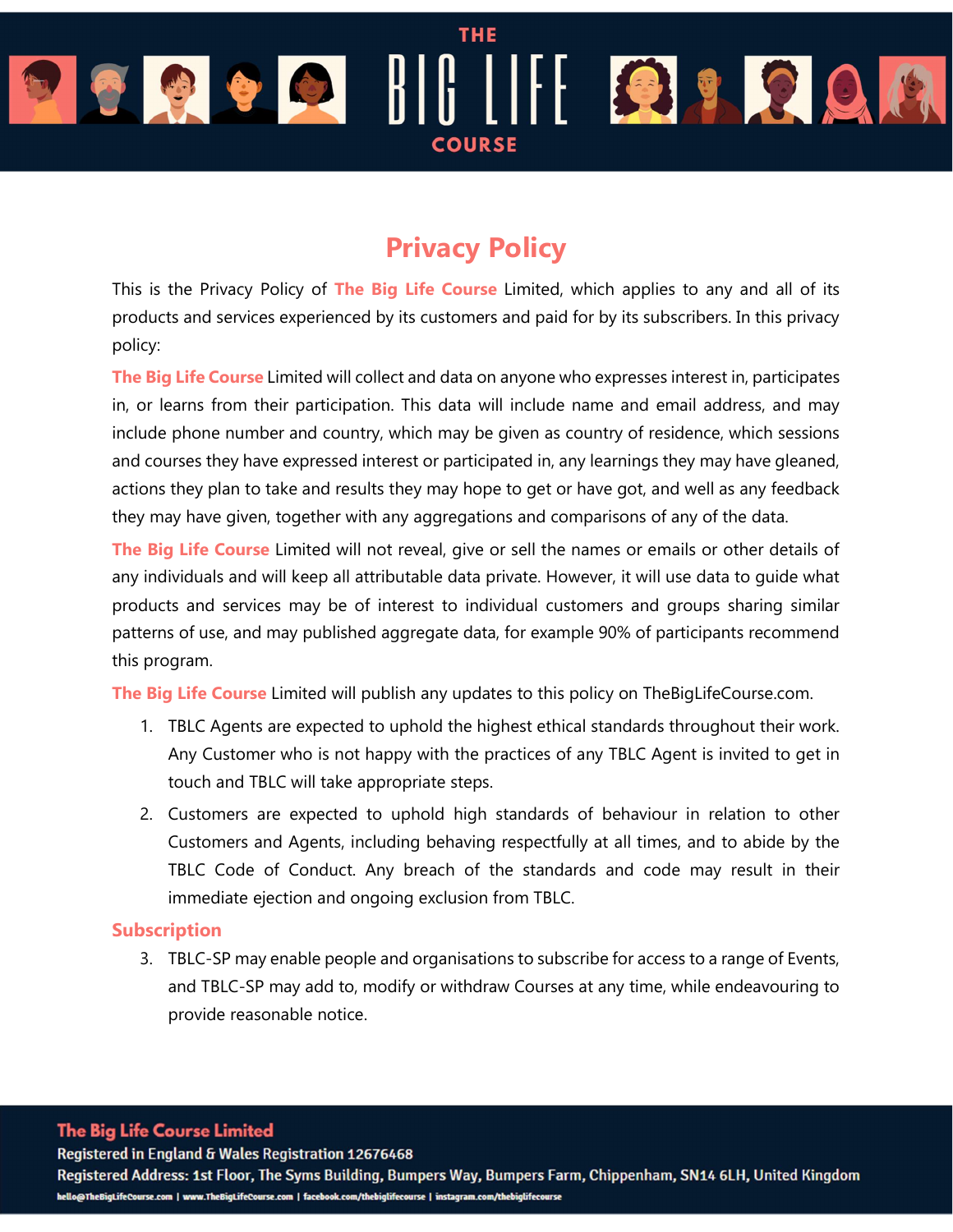# Privacy Policy

This is the Privacy Policy of **The Big Life Course** Limited, which applies to any and all of its products and services experienced by its customers and paid for by its subscribers. In this privacy policy:

**The Big Life Course** Limited will collect and data on anyone who expresses interest in, participates in, or learns from their participation. This data will include name and email address, and may include phone number and country, which may be given as country of residence, which sessions and courses they have expressed interest or participated in, any learnings they may have gleaned, actions they plan to take and results they may hope to get or have got, and well as any feedback they may have given, together with any aggregations and comparisons of any of the data.

**The Big Life Course** Limited will not reveal, give or sell the names or emails or other details of any individuals and will keep all attributable data private. However, it will use data to guide what products and services may be of interest to individual customers and groups sharing similar patterns of use, and may published aggregate data, for example 90% of participants recommend this program.

**The Big Life Course** Limited will publish any updates to this policy on TheBigLifeCourse.com.

1. TBLC Agents are expected to uphold the highest ethical standards throughout their work. Any Customer who is not happy with the practices of any TBLC Agent is invited to get in touch and TBLC will take appropriate steps.
2. Customers are expected to uphold high standards of behaviour in relation to other Customers and Agents, including behaving respectfully at all times, and to abide by the TBLC Code of Conduct. Any breach of the standards and code may result in their immediate ejection and ongoing exclusion from TBLC.

## Subscription

3. TBLC-SP may enable people and organisations to subscribe for access to a range of Events, and TBLC-SP may add to, modify or withdraw Courses at any time, while endeavouring to provide reasonable notice.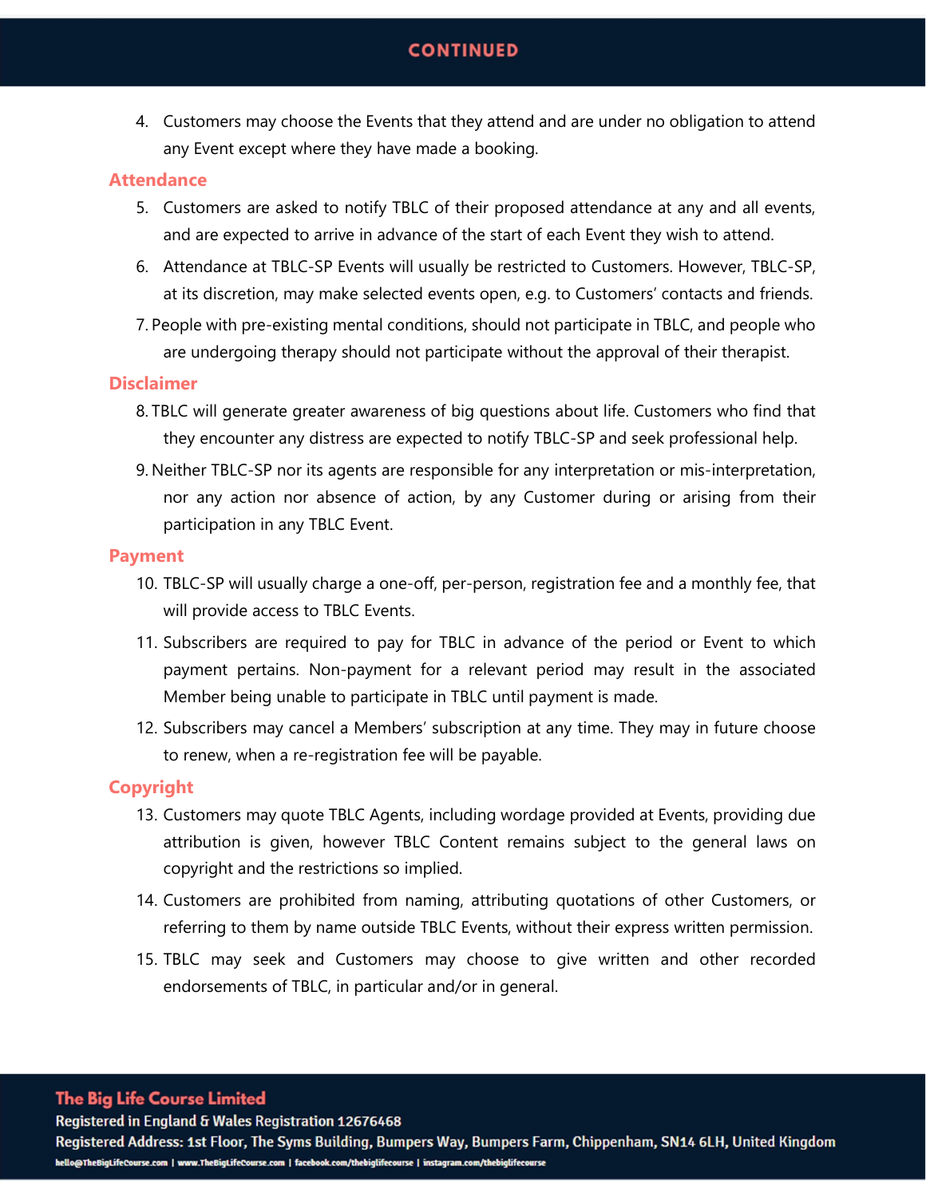4. Customers may choose the Events that they attend and are under no obligation to attend any Event except where they have made a booking.

## Attendance

5. Customers are asked to notify TBLC of their proposed attendance at any and all events, and are expected to arrive in advance of the start of each Event they wish to attend.
6. Attendance at TBLC-SP Events will usually be restricted to Customers. However, TBLC-SP, at its discretion, may make selected events open, e.g. to Customers' contacts and friends.
7. People with pre-existing mental conditions, should not participate in TBLC, and people who are undergoing therapy should not participate without the approval of their therapist.

## Disclaimer

8. TBLC will generate greater awareness of big questions about life. Customers who find that they encounter any distress are expected to notify TBLC-SP and seek professional help.
9. Neither TBLC-SP nor its agents are responsible for any interpretation or mis-interpretation, nor any action nor absence of action, by any Customer during or arising from their participation in any TBLC Event.

## Payment

10. TBLC-SP will usually charge a one-off, per-person, registration fee and a monthly fee, that will provide access to TBLC Events.
11. Subscribers are required to pay for TBLC in advance of the period or Event to which payment pertains. Non-payment for a relevant period may result in the associated Member being unable to participate in TBLC until payment is made.
12. Subscribers may cancel a Members' subscription at any time. They may in future choose to renew, when a re-registration fee will be payable.

## Copyright

13. Customers may quote TBLC Agents, including wordage provided at Events, providing due attribution is given, however TBLC Content remains subject to the general laws on copyright and the restrictions so implied.
14. Customers are prohibited from naming, attributing quotations of other Customers, or referring to them by name outside TBLC Events, without their express written permission.
15. TBLC may seek and Customers may choose to give written and other recorded endorsements of TBLC, in particular and/or in general.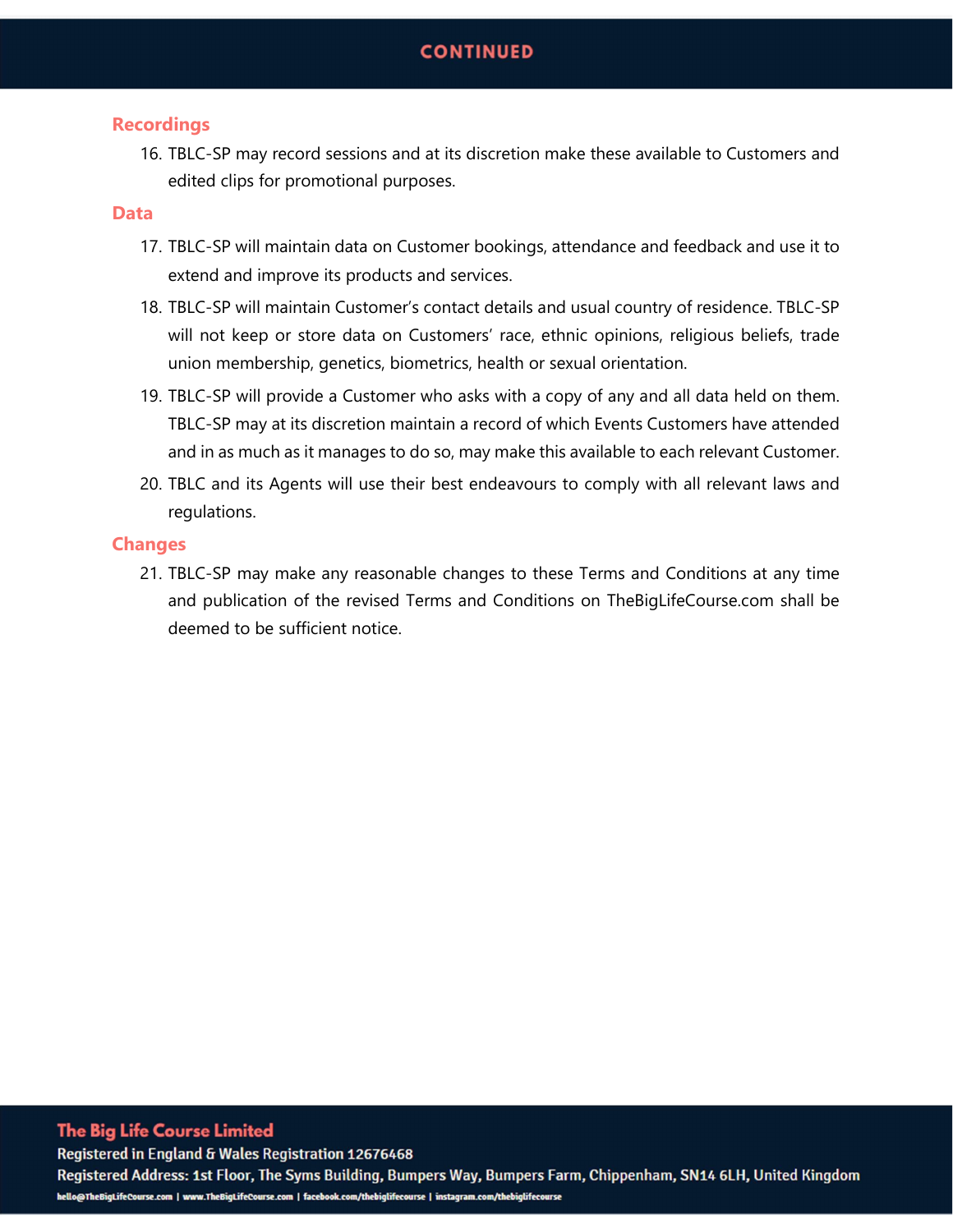## Recordings

16. TBLC-SP may record sessions and at its discretion make these available to Customers and edited clips for promotional purposes.

## Data

17. TBLC-SP will maintain data on Customer bookings, attendance and feedback and use it to extend and improve its products and services.
18. TBLC-SP will maintain Customer's contact details and usual country of residence. TBLC-SP will not keep or store data on Customers' race, ethnic opinions, religious beliefs, trade union membership, genetics, biometrics, health or sexual orientation.
19. TBLC-SP will provide a Customer who asks with a copy of any and all data held on them. TBLC-SP may at its discretion maintain a record of which Events Customers have attended and in as much as it manages to do so, may make this available to each relevant Customer.
20. TBLC and its Agents will use their best endeavours to comply with all relevant laws and regulations.

## Changes

21. TBLC-SP may make any reasonable changes to these Terms and Conditions at any time and publication of the revised Terms and Conditions on TheBigLifeCourse.com shall be deemed to be sufficient notice.